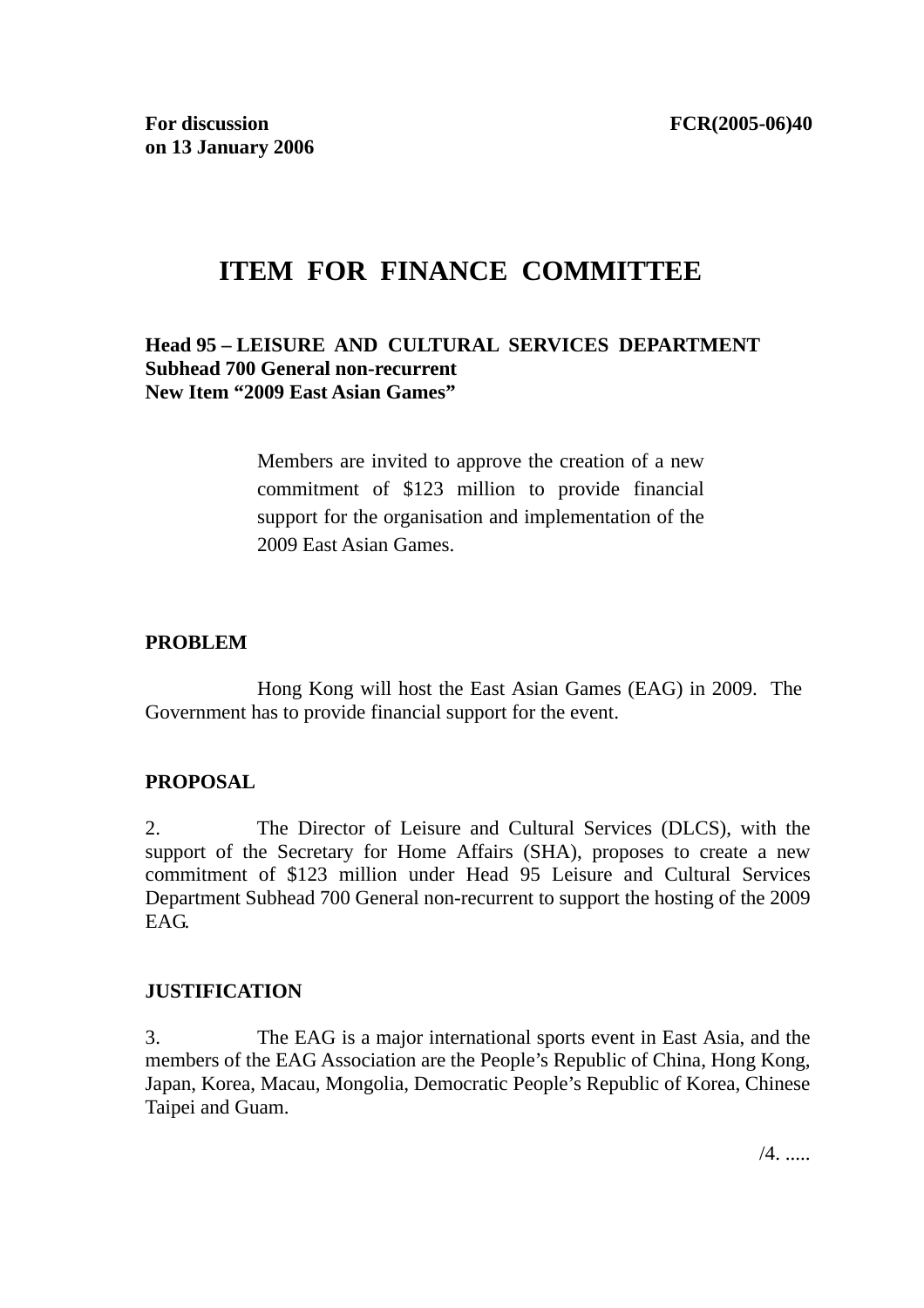**For discussion on 13 January 2006** **FCR(2005-06)40**

# ITEM FOR FINANCE COMMITTEE

**Head 95 – LEISURE AND CULTURAL SERVICES DEPARTMENT**
**Subhead 700 General non-recurrent**
**New Item "2009 East Asian Games"**

> Members are invited to approve the creation of a new commitment of $123 million to provide financial support for the organisation and implementation of the 2009 East Asian Games.

## PROBLEM

Hong Kong will host the East Asian Games (EAG) in 2009. The Government has to provide financial support for the event.

## PROPOSAL

2. The Director of Leisure and Cultural Services (DLCS), with the support of the Secretary for Home Affairs (SHA), proposes to create a new commitment of $123 million under Head 95 Leisure and Cultural Services Department Subhead 700 General non-recurrent to support the hosting of the 2009 EAG.

## JUSTIFICATION

3. The EAG is a major international sports event in East Asia, and the members of the EAG Association are the People's Republic of China, Hong Kong, Japan, Korea, Macau, Mongolia, Democratic People's Republic of Korea, Chinese Taipei and Guam.

/4. .....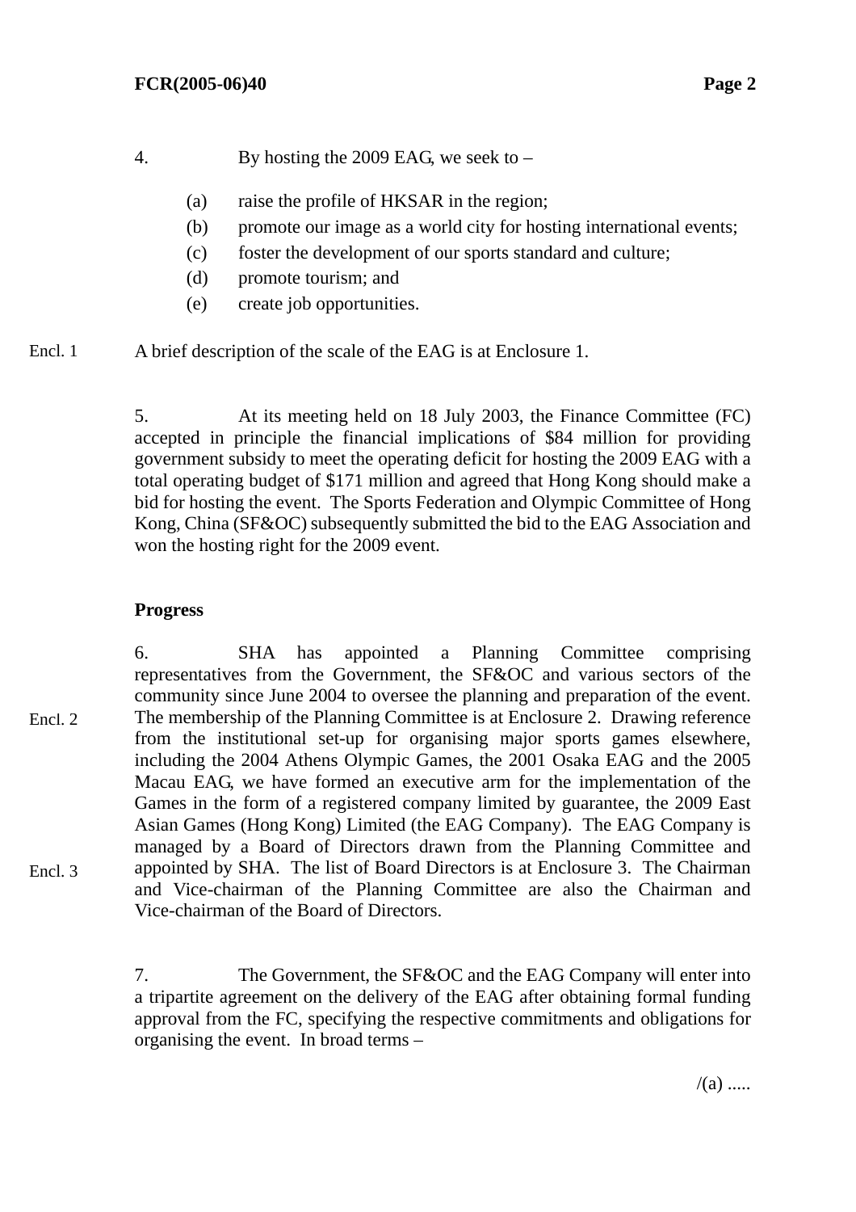4. By hosting the 2009 EAG, we seek to –

(a) raise the profile of HKSAR in the region;
(b) promote our image as a world city for hosting international events;
(c) foster the development of our sports standard and culture;
(d) promote tourism; and
(e) create job opportunities.

Encl. 1 A brief description of the scale of the EAG is at Enclosure 1.

5. At its meeting held on 18 July 2003, the Finance Committee (FC) accepted in principle the financial implications of $84 million for providing government subsidy to meet the operating deficit for hosting the 2009 EAG with a total operating budget of $171 million and agreed that Hong Kong should make a bid for hosting the event. The Sports Federation and Olympic Committee of Hong Kong, China (SF&OC) subsequently submitted the bid to the EAG Association and won the hosting right for the 2009 event.

**Progress**

6. SHA has appointed a Planning Committee comprising representatives from the Government, the SF&OC and various sectors of the community since June 2004 to oversee the planning and preparation of the event. The membership of the Planning Committee is at Enclosure 2. Drawing reference from the institutional set-up for organising major sports games elsewhere, including the 2004 Athens Olympic Games, the 2001 Osaka EAG and the 2005 Macau EAG, we have formed an executive arm for the implementation of the Games in the form of a registered company limited by guarantee, the 2009 East Asian Games (Hong Kong) Limited (the EAG Company). The EAG Company is managed by a Board of Directors drawn from the Planning Committee and appointed by SHA. The list of Board Directors is at Enclosure 3. The Chairman and Vice-chairman of the Planning Committee are also the Chairman and Vice-chairman of the Board of Directors.

Encl. 2

Encl. 3

7. The Government, the SF&OC and the EAG Company will enter into a tripartite agreement on the delivery of the EAG after obtaining formal funding approval from the FC, specifying the respective commitments and obligations for organising the event. In broad terms –

/(a) .....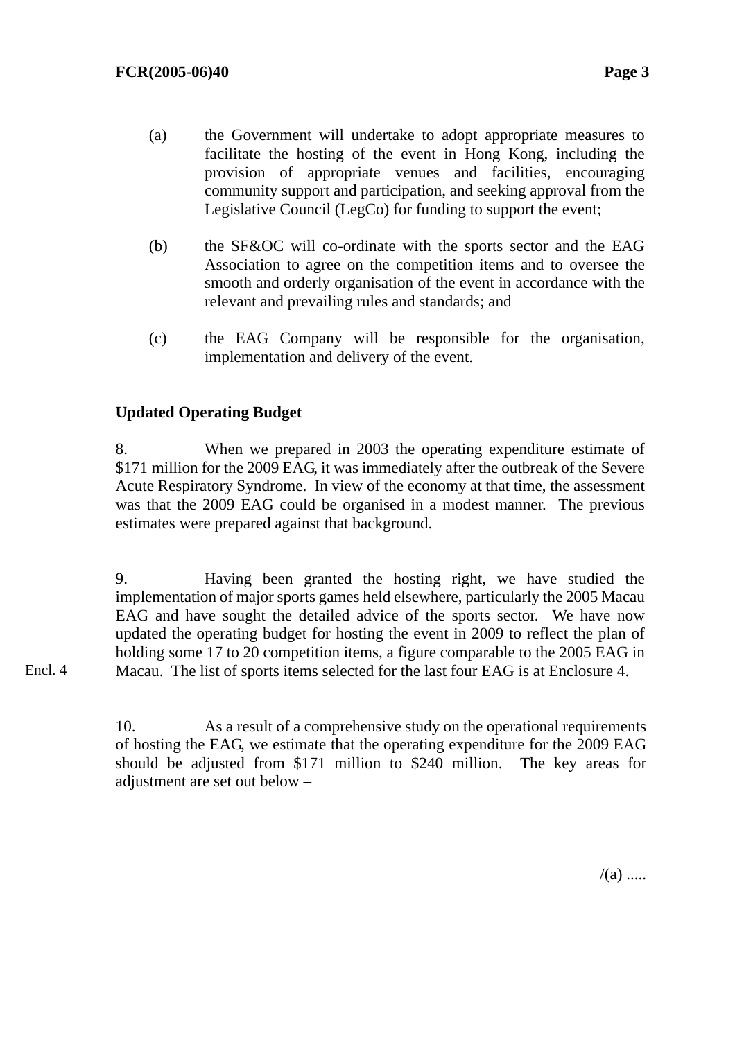(a) the Government will undertake to adopt appropriate measures to facilitate the hosting of the event in Hong Kong, including the provision of appropriate venues and facilities, encouraging community support and participation, and seeking approval from the Legislative Council (LegCo) for funding to support the event;

(b) the SF&OC will co-ordinate with the sports sector and the EAG Association to agree on the competition items and to oversee the smooth and orderly organisation of the event in accordance with the relevant and prevailing rules and standards; and

(c) the EAG Company will be responsible for the organisation, implementation and delivery of the event.

**Updated Operating Budget**

8. When we prepared in 2003 the operating expenditure estimate of $171 million for the 2009 EAG, it was immediately after the outbreak of the Severe Acute Respiratory Syndrome. In view of the economy at that time, the assessment was that the 2009 EAG could be organised in a modest manner. The previous estimates were prepared against that background.

9. Having been granted the hosting right, we have studied the implementation of major sports games held elsewhere, particularly the 2005 Macau EAG and have sought the detailed advice of the sports sector. We have now updated the operating budget for hosting the event in 2009 to reflect the plan of holding some 17 to 20 competition items, a figure comparable to the 2005 EAG in Macau. The list of sports items selected for the last four EAG is at Enclosure 4.

Encl. 4

10. As a result of a comprehensive study on the operational requirements of hosting the EAG, we estimate that the operating expenditure for the 2009 EAG should be adjusted from $171 million to $240 million. The key areas for adjustment are set out below –

/(a) .....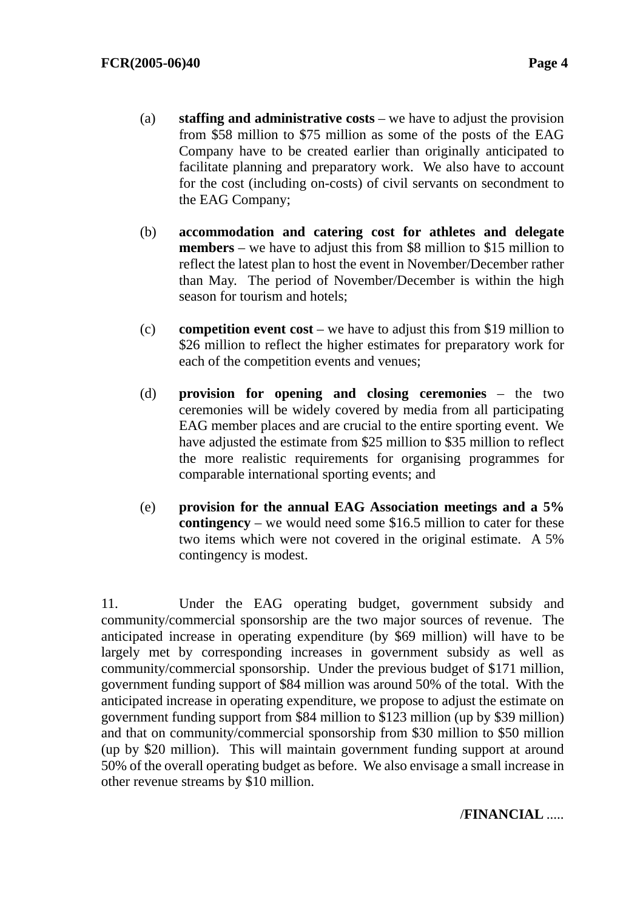(a) **staffing and administrative costs** – we have to adjust the provision from $58 million to $75 million as some of the posts of the EAG Company have to be created earlier than originally anticipated to facilitate planning and preparatory work. We also have to account for the cost (including on-costs) of civil servants on secondment to the EAG Company;

(b) **accommodation and catering cost for athletes and delegate members** – we have to adjust this from $8 million to $15 million to reflect the latest plan to host the event in November/December rather than May. The period of November/December is within the high season for tourism and hotels;

(c) **competition event cost** – we have to adjust this from $19 million to $26 million to reflect the higher estimates for preparatory work for each of the competition events and venues;

(d) **provision for opening and closing ceremonies** – the two ceremonies will be widely covered by media from all participating EAG member places and are crucial to the entire sporting event. We have adjusted the estimate from $25 million to $35 million to reflect the more realistic requirements for organising programmes for comparable international sporting events; and

(e) **provision for the annual EAG Association meetings and a 5% contingency** – we would need some $16.5 million to cater for these two items which were not covered in the original estimate. A 5% contingency is modest.

11. Under the EAG operating budget, government subsidy and community/commercial sponsorship are the two major sources of revenue. The anticipated increase in operating expenditure (by $69 million) will have to be largely met by corresponding increases in government subsidy as well as community/commercial sponsorship. Under the previous budget of $171 million, government funding support of $84 million was around 50% of the total. With the anticipated increase in operating expenditure, we propose to adjust the estimate on government funding support from $84 million to $123 million (up by $39 million) and that on community/commercial sponsorship from $30 million to $50 million (up by $20 million). This will maintain government funding support at around 50% of the overall operating budget as before. We also envisage a small increase in other revenue streams by $10 million.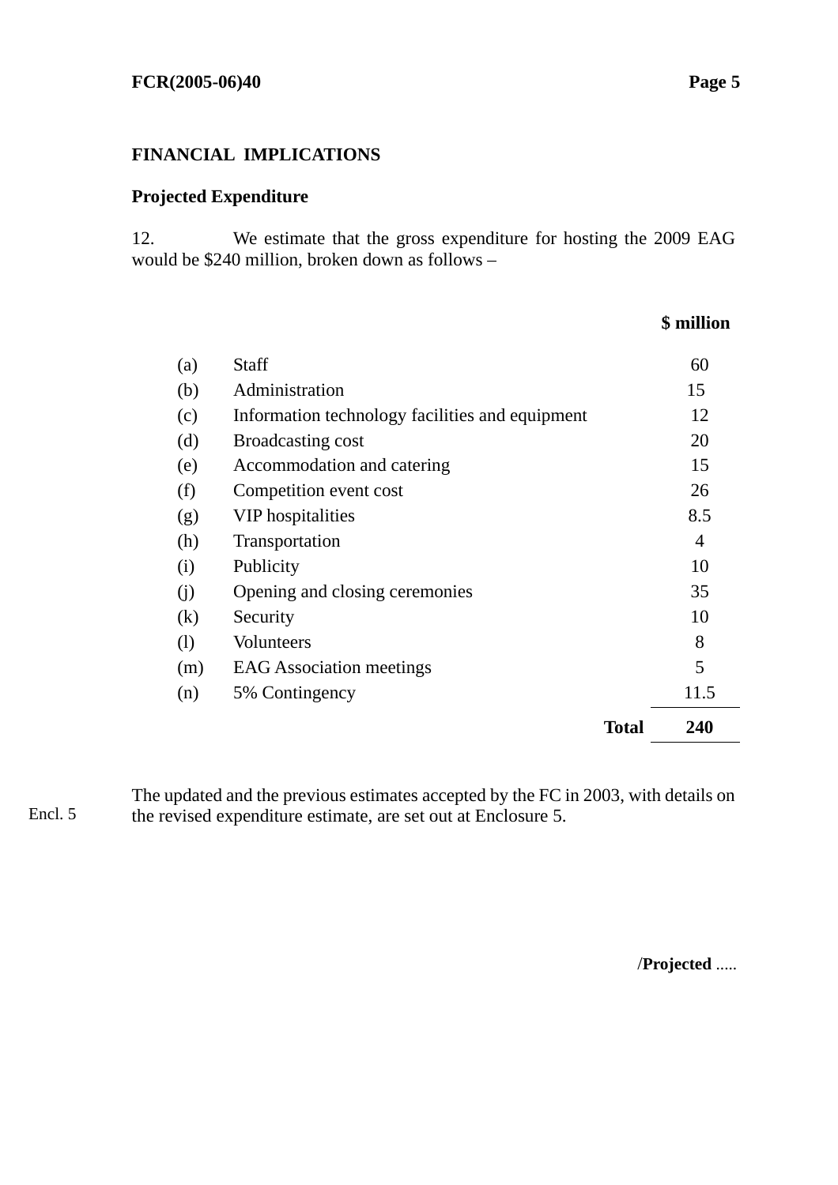## FINANCIAL IMPLICATIONS

### Projected Expenditure

12. We estimate that the gross expenditure for hosting the 2009 EAG would be $240 million, broken down as follows –

| | | $ million |
|---|---|---|
| (a) | Staff | 60 |
| (b) | Administration | 15 |
| (c) | Information technology facilities and equipment | 12 |
| (d) | Broadcasting cost | 20 |
| (e) | Accommodation and catering | 15 |
| (f) | Competition event cost | 26 |
| (g) | VIP hospitalities | 8.5 |
| (h) | Transportation | 4 |
| (i) | Publicity | 10 |
| (j) | Opening and closing ceremonies | 35 |
| (k) | Security | 10 |
| (l) | Volunteers | 8 |
| (m) | EAG Association meetings | 5 |
| (n) | 5% Contingency | 11.5 |
| | **Total** | **240** |

Encl. 5

The updated and the previous estimates accepted by the FC in 2003, with details on the revised expenditure estimate, are set out at Enclosure 5.

/**Projected** .....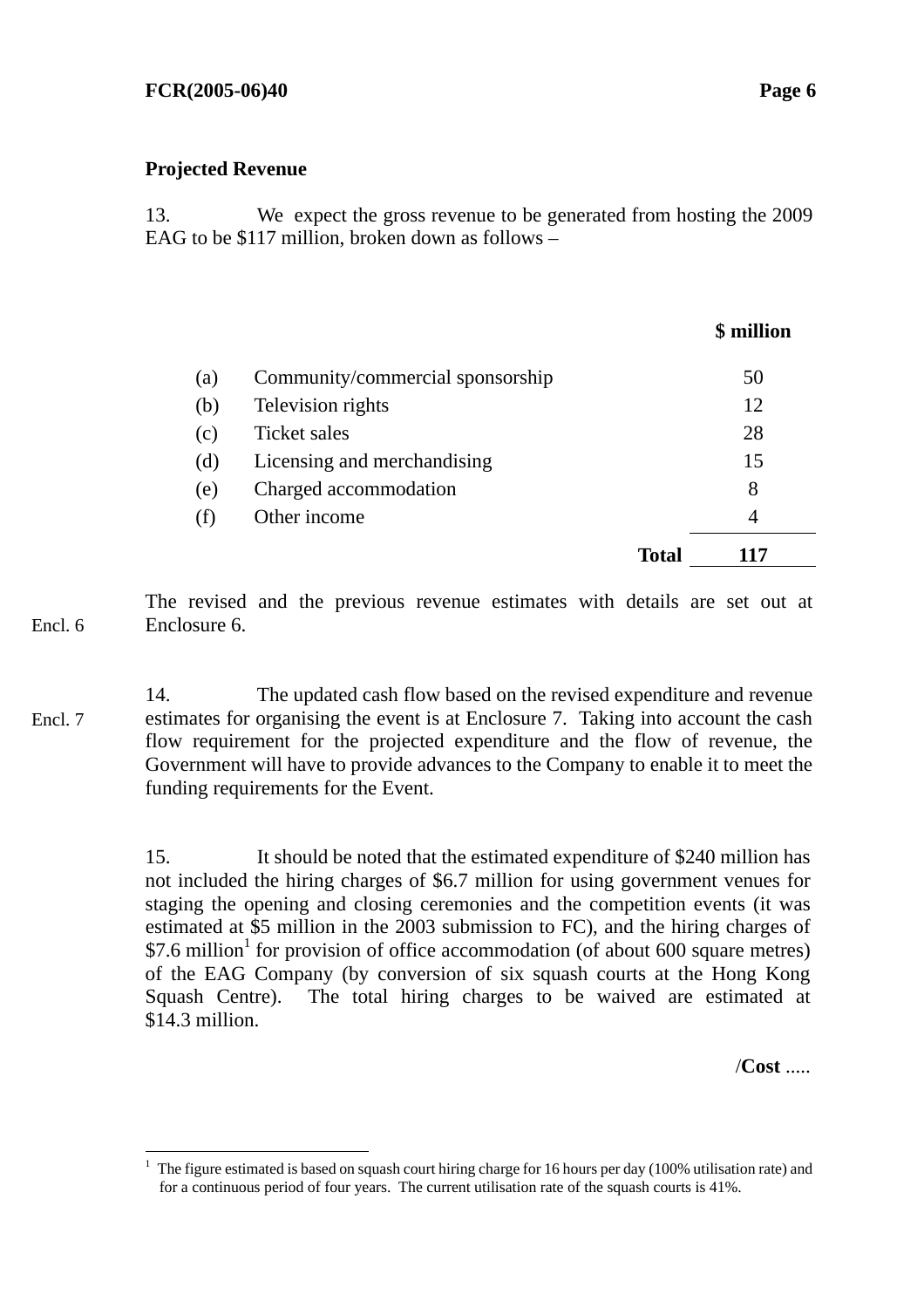## Projected Revenue

13. We expect the gross revenue to be generated from hosting the 2009 EAG to be $117 million, broken down as follows –

| | | $ million |
|---|---|---|
| (a) | Community/commercial sponsorship | 50 |
| (b) | Television rights | 12 |
| (c) | Ticket sales | 28 |
| (d) | Licensing and merchandising | 15 |
| (e) | Charged accommodation | 8 |
| (f) | Other income | 4 |
| | **Total** | **117** |

Encl. 6

The revised and the previous revenue estimates with details are set out at Enclosure 6.

Encl. 7

14. The updated cash flow based on the revised expenditure and revenue estimates for organising the event is at Enclosure 7. Taking into account the cash flow requirement for the projected expenditure and the flow of revenue, the Government will have to provide advances to the Company to enable it to meet the funding requirements for the Event.

15. It should be noted that the estimated expenditure of $240 million has not included the hiring charges of $6.7 million for using government venues for staging the opening and closing ceremonies and the competition events (it was estimated at $5 million in the 2003 submission to FC), and the hiring charges of $7.6 million[1] for provision of office accommodation (of about 600 square metres) of the EAG Company (by conversion of six squash courts at the Hong Kong Squash Centre). The total hiring charges to be waived are estimated at $14.3 million.

/**Cost** .....

---

[1] The figure estimated is based on squash court hiring charge for 16 hours per day (100% utilisation rate) and for a continuous period of four years. The current utilisation rate of the squash courts is 41%.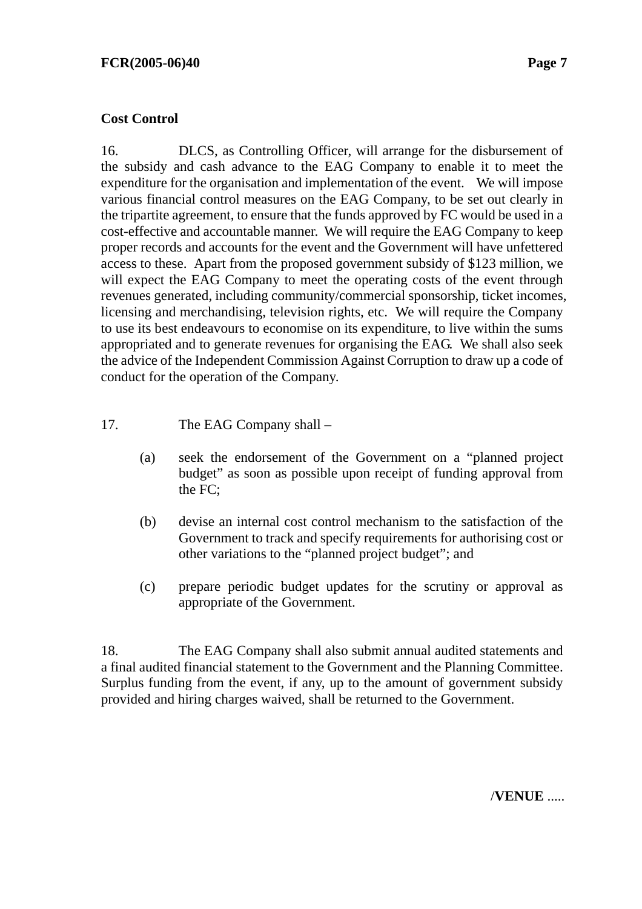**Cost Control**

16. DLCS, as Controlling Officer, will arrange for the disbursement of the subsidy and cash advance to the EAG Company to enable it to meet the expenditure for the organisation and implementation of the event. We will impose various financial control measures on the EAG Company, to be set out clearly in the tripartite agreement, to ensure that the funds approved by FC would be used in a cost-effective and accountable manner. We will require the EAG Company to keep proper records and accounts for the event and the Government will have unfettered access to these. Apart from the proposed government subsidy of $123 million, we will expect the EAG Company to meet the operating costs of the event through revenues generated, including community/commercial sponsorship, ticket incomes, licensing and merchandising, television rights, etc. We will require the Company to use its best endeavours to economise on its expenditure, to live within the sums appropriated and to generate revenues for organising the EAG. We shall also seek the advice of the Independent Commission Against Corruption to draw up a code of conduct for the operation of the Company.

17. The EAG Company shall –

(a) seek the endorsement of the Government on a "planned project budget" as soon as possible upon receipt of funding approval from the FC;

(b) devise an internal cost control mechanism to the satisfaction of the Government to track and specify requirements for authorising cost or other variations to the "planned project budget"; and

(c) prepare periodic budget updates for the scrutiny or approval as appropriate of the Government.

18. The EAG Company shall also submit annual audited statements and a final audited financial statement to the Government and the Planning Committee. Surplus funding from the event, if any, up to the amount of government subsidy provided and hiring charges waived, shall be returned to the Government.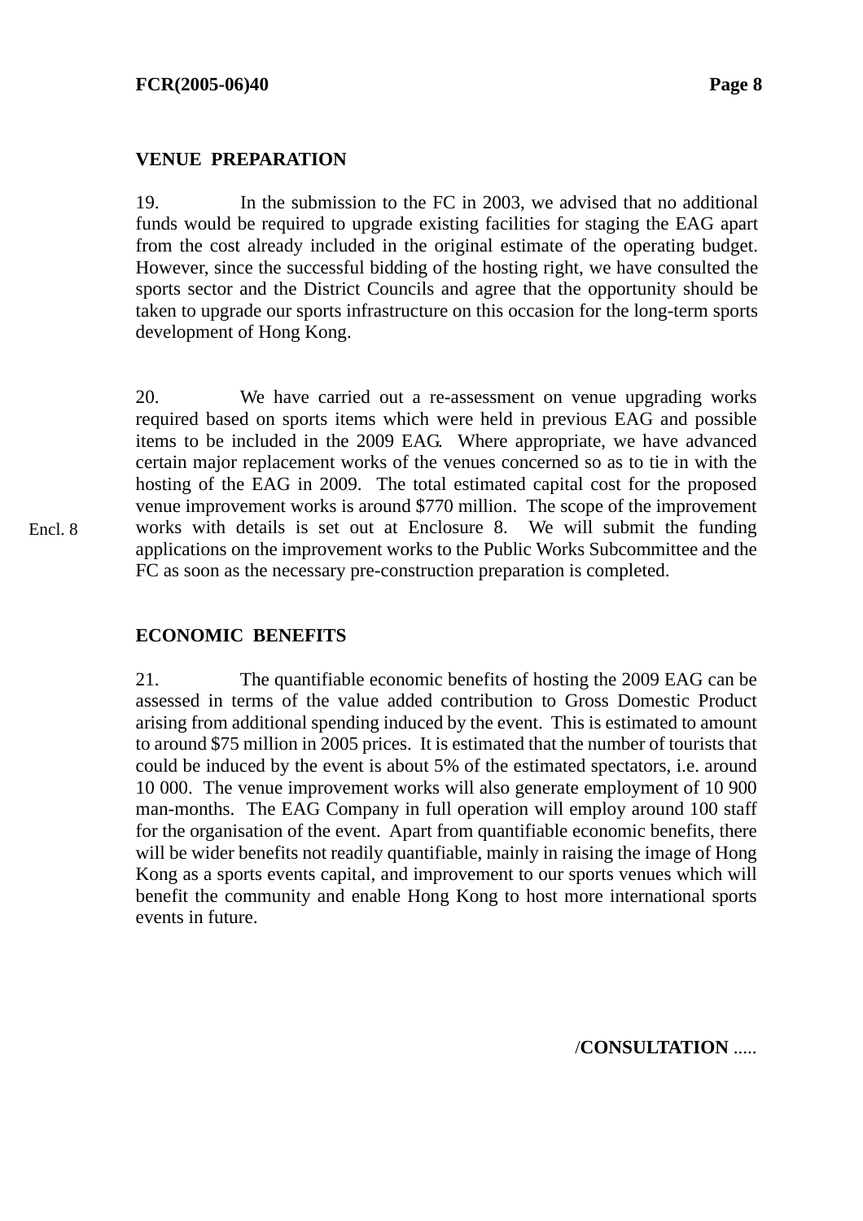## VENUE PREPARATION

19. In the submission to the FC in 2003, we advised that no additional funds would be required to upgrade existing facilities for staging the EAG apart from the cost already included in the original estimate of the operating budget. However, since the successful bidding of the hosting right, we have consulted the sports sector and the District Councils and agree that the opportunity should be taken to upgrade our sports infrastructure on this occasion for the long-term sports development of Hong Kong.

20. We have carried out a re-assessment on venue upgrading works required based on sports items which were held in previous EAG and possible items to be included in the 2009 EAG. Where appropriate, we have advanced certain major replacement works of the venues concerned so as to tie in with the hosting of the EAG in 2009. The total estimated capital cost for the proposed venue improvement works is around $770 million. The scope of the improvement works with details is set out at Enclosure 8. We will submit the funding applications on the improvement works to the Public Works Subcommittee and the FC as soon as the necessary pre-construction preparation is completed.

Encl. 8

## ECONOMIC BENEFITS

21. The quantifiable economic benefits of hosting the 2009 EAG can be assessed in terms of the value added contribution to Gross Domestic Product arising from additional spending induced by the event. This is estimated to amount to around $75 million in 2005 prices. It is estimated that the number of tourists that could be induced by the event is about 5% of the estimated spectators, i.e. around 10 000. The venue improvement works will also generate employment of 10 900 man-months. The EAG Company in full operation will employ around 100 staff for the organisation of the event. Apart from quantifiable economic benefits, there will be wider benefits not readily quantifiable, mainly in raising the image of Hong Kong as a sports events capital, and improvement to our sports venues which will benefit the community and enable Hong Kong to host more international sports events in future.

/**CONSULTATION** .....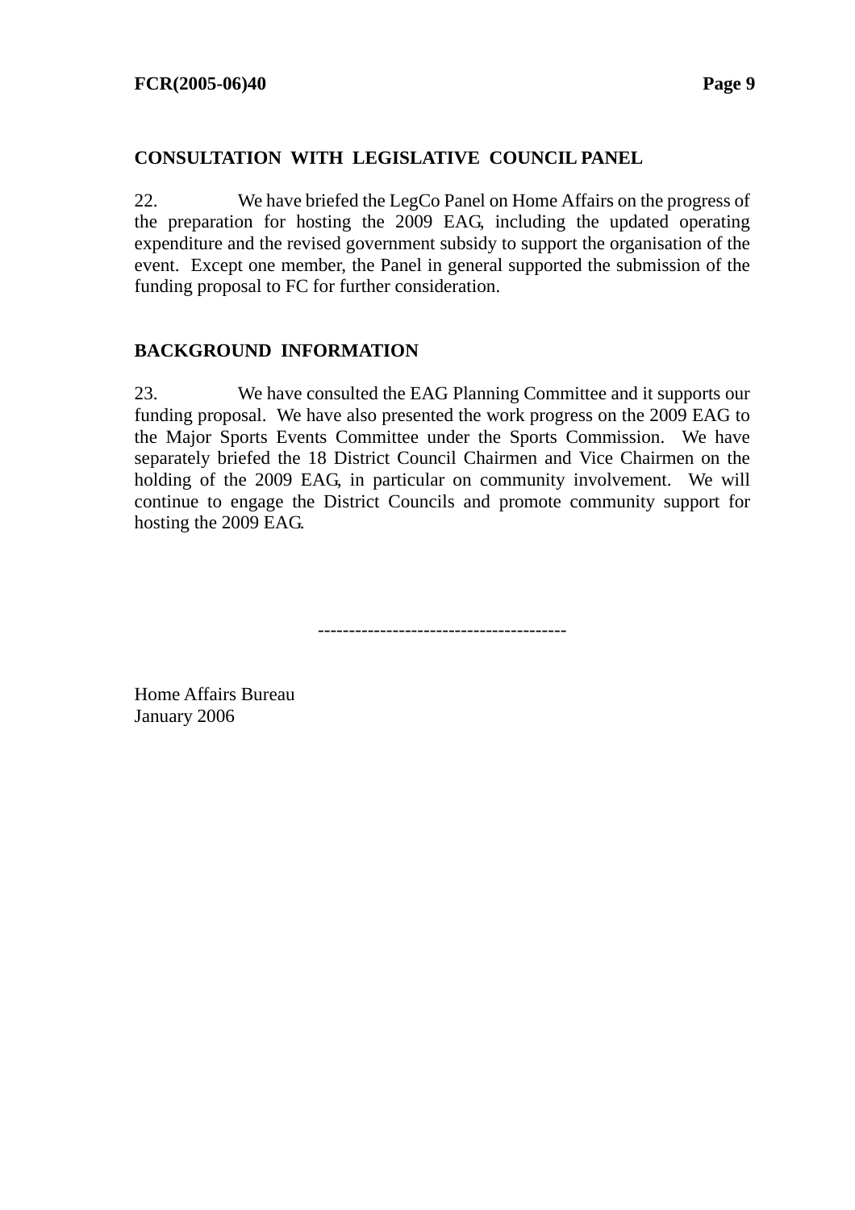## CONSULTATION WITH LEGISLATIVE COUNCIL PANEL

22. We have briefed the LegCo Panel on Home Affairs on the progress of the preparation for hosting the 2009 EAG, including the updated operating expenditure and the revised government subsidy to support the organisation of the event. Except one member, the Panel in general supported the submission of the funding proposal to FC for further consideration.

## BACKGROUND INFORMATION

23. We have consulted the EAG Planning Committee and it supports our funding proposal. We have also presented the work progress on the 2009 EAG to the Major Sports Events Committee under the Sports Commission. We have separately briefed the 18 District Council Chairmen and Vice Chairmen on the holding of the 2009 EAG, in particular on community involvement. We will continue to engage the District Councils and promote community support for hosting the 2009 EAG.

---------------------------------------

Home Affairs Bureau
January 2006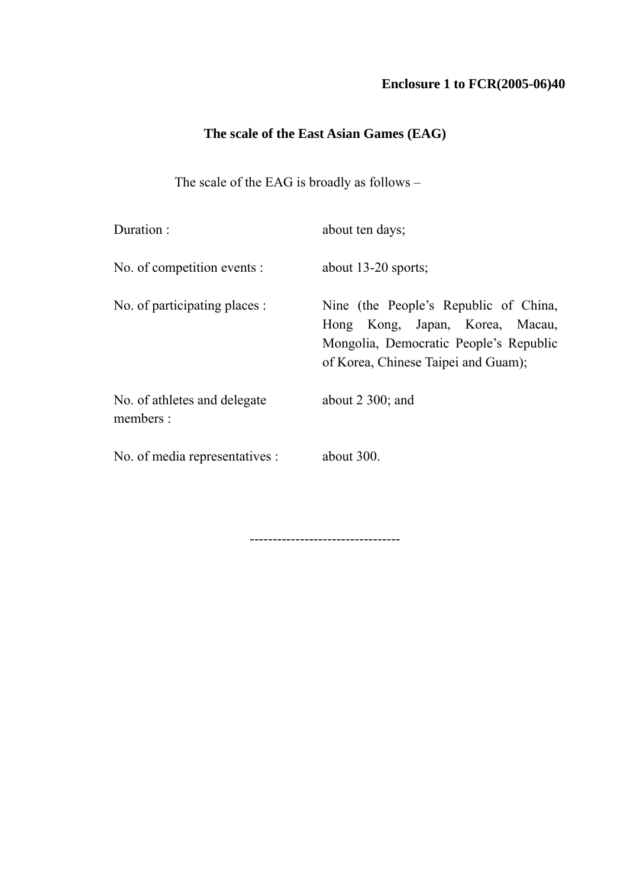**Enclosure 1 to FCR(2005-06)40**

## The scale of the East Asian Games (EAG)

The scale of the EAG is broadly as follows –

| | |
|---|---|
| Duration : | about ten days; |
| No. of competition events : | about 13-20 sports; |
| No. of participating places : | Nine (the People's Republic of China, Hong Kong, Japan, Korea, Macau, Mongolia, Democratic People's Republic of Korea, Chinese Taipei and Guam); |
| No. of athletes and delegate members : | about 2 300; and |
| No. of media representatives : | about 300. |

--------------------------------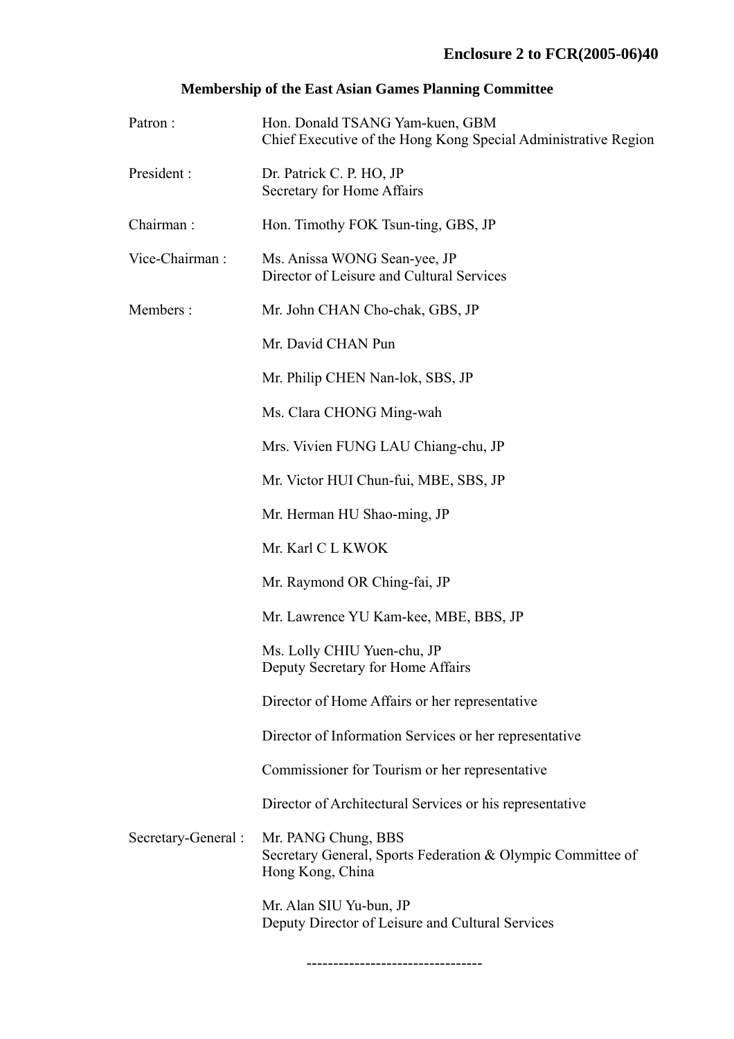**Enclosure 2 to FCR(2005-06)40**

## Membership of the East Asian Games Planning Committee

| | |
|---|---|
| Patron : | Hon. Donald TSANG Yam-kuen, GBM<br>Chief Executive of the Hong Kong Special Administrative Region |
| President : | Dr. Patrick C. P. HO, JP<br>Secretary for Home Affairs |
| Chairman : | Hon. Timothy FOK Tsun-ting, GBS, JP |
| Vice-Chairman : | Ms. Anissa WONG Sean-yee, JP<br>Director of Leisure and Cultural Services |
| Members : | Mr. John CHAN Cho-chak, GBS, JP |
| | Mr. David CHAN Pun |
| | Mr. Philip CHEN Nan-lok, SBS, JP |
| | Ms. Clara CHONG Ming-wah |
| | Mrs. Vivien FUNG LAU Chiang-chu, JP |
| | Mr. Victor HUI Chun-fui, MBE, SBS, JP |
| | Mr. Herman HU Shao-ming, JP |
| | Mr. Karl C L KWOK |
| | Mr. Raymond OR Ching-fai, JP |
| | Mr. Lawrence YU Kam-kee, MBE, BBS, JP |
| | Ms. Lolly CHIU Yuen-chu, JP<br>Deputy Secretary for Home Affairs |
| | Director of Home Affairs or her representative |
| | Director of Information Services or her representative |
| | Commissioner for Tourism or her representative |
| | Director of Architectural Services or his representative |
| Secretary-General : | Mr. PANG Chung, BBS<br>Secretary General, Sports Federation & Olympic Committee of Hong Kong, China |
| | Mr. Alan SIU Yu-bun, JP<br>Deputy Director of Leisure and Cultural Services |

--------------------------------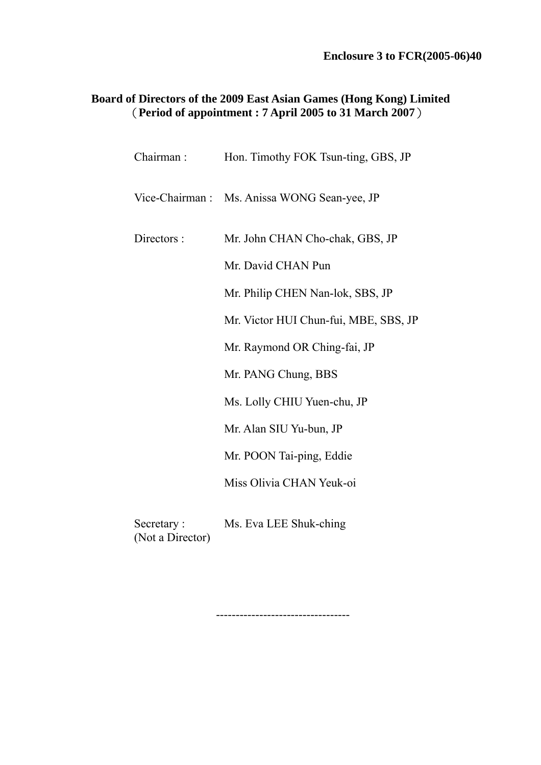**Enclosure 3 to FCR(2005-06)40**

**Board of Directors of the 2009 East Asian Games (Hong Kong) Limited**
**（Period of appointment : 7 April 2005 to 31 March 2007）**

| | |
|---|---|
| Chairman : | Hon. Timothy FOK Tsun-ting, GBS, JP |
| Vice-Chairman : | Ms. Anissa WONG Sean-yee, JP |
| Directors : | Mr. John CHAN Cho-chak, GBS, JP |
| | Mr. David CHAN Pun |
| | Mr. Philip CHEN Nan-lok, SBS, JP |
| | Mr. Victor HUI Chun-fui, MBE, SBS, JP |
| | Mr. Raymond OR Ching-fai, JP |
| | Mr. PANG Chung, BBS |
| | Ms. Lolly CHIU Yuen-chu, JP |
| | Mr. Alan SIU Yu-bun, JP |
| | Mr. POON Tai-ping, Eddie |
| | Miss Olivia CHAN Yeuk-oi |
| Secretary : (Not a Director) | Ms. Eva LEE Shuk-ching |

---------------------------------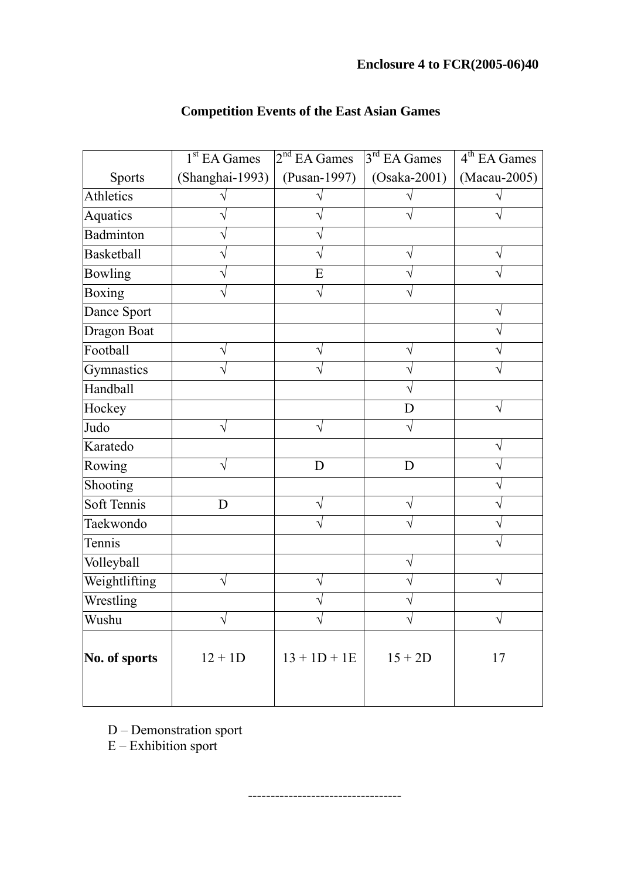**Enclosure 4 to FCR(2005-06)40**

## Competition Events of the East Asian Games

| Sports | 1st EA Games (Shanghai-1993) | 2nd EA Games (Pusan-1997) | 3rd EA Games (Osaka-2001) | 4th EA Games (Macau-2005) |
|---|---|---|---|---|
| Athletics | √ | √ | √ | √ |
| Aquatics | √ | √ | √ | √ |
| Badminton | √ | √ | | |
| Basketball | √ | √ | √ | √ |
| Bowling | √ | E | √ | √ |
| Boxing | √ | √ | √ | |
| Dance Sport | | | | √ |
| Dragon Boat | | | | √ |
| Football | √ | √ | √ | √ |
| Gymnastics | √ | √ | √ | √ |
| Handball | | | √ | |
| Hockey | | | D | √ |
| Judo | √ | √ | √ | |
| Karatedo | | | | √ |
| Rowing | √ | D | D | √ |
| Shooting | | | | √ |
| Soft Tennis | D | √ | √ | √ |
| Taekwondo | | √ | √ | √ |
| Tennis | | | | √ |
| Volleyball | | | √ | |
| Weightlifting | √ | √ | √ | √ |
| Wrestling | | √ | √ | |
| Wushu | √ | √ | √ | √ |
| **No. of sports** | 12 + 1D | 13 + 1D + 1E | 15 + 2D | 17 |

D – Demonstration sport
E – Exhibition sport

---------------------------------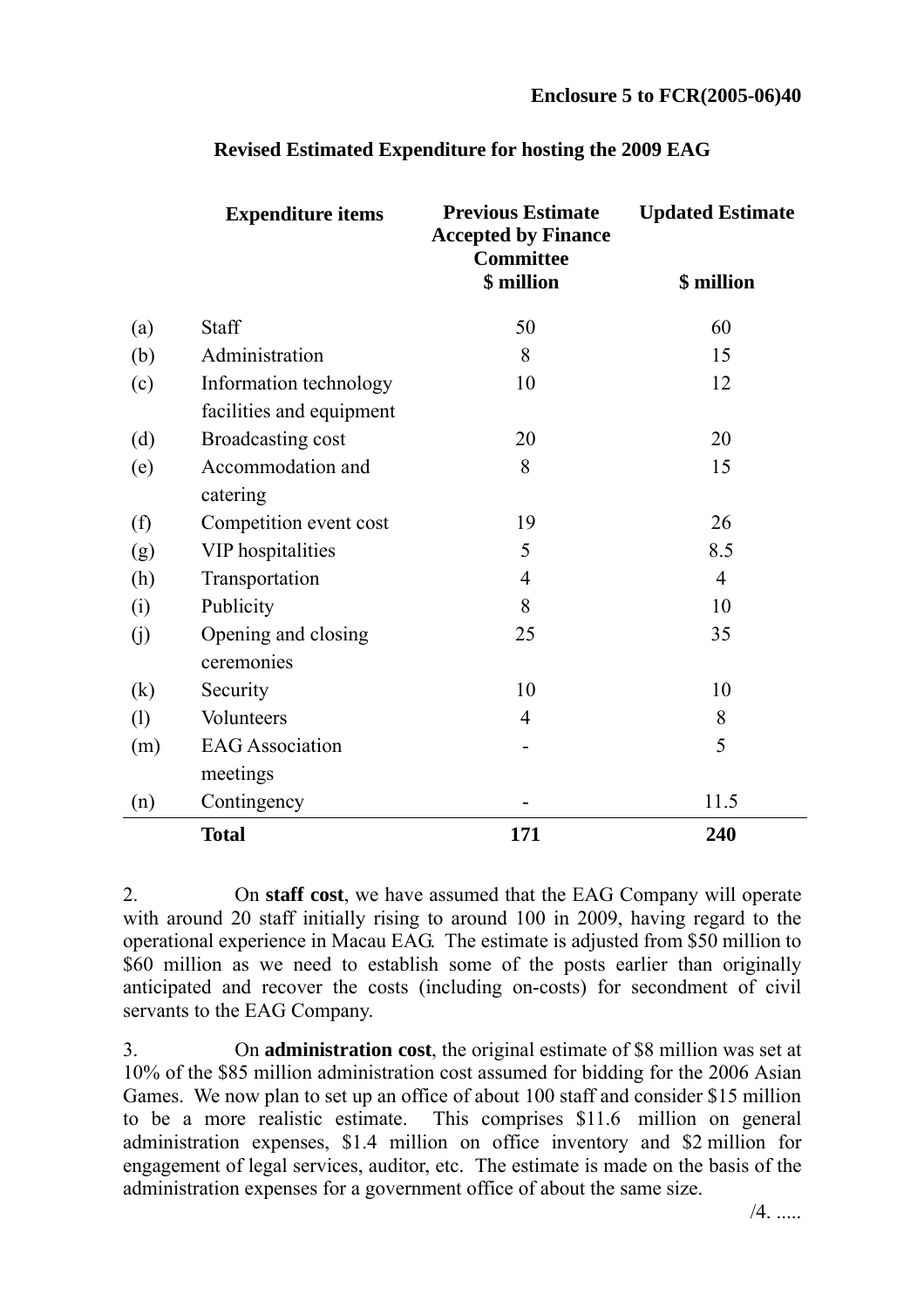**Enclosure 5 to FCR(2005-06)40**

## Revised Estimated Expenditure for hosting the 2009 EAG

| | Expenditure items | Previous Estimate Accepted by Finance Committee<br>$ million | Updated Estimate<br>$ million |
|---|---|---|---|
| (a) | Staff | 50 | 60 |
| (b) | Administration | 8 | 15 |
| (c) | Information technology facilities and equipment | 10 | 12 |
| (d) | Broadcasting cost | 20 | 20 |
| (e) | Accommodation and catering | 8 | 15 |
| (f) | Competition event cost | 19 | 26 |
| (g) | VIP hospitalities | 5 | 8.5 |
| (h) | Transportation | 4 | 4 |
| (i) | Publicity | 8 | 10 |
| (j) | Opening and closing ceremonies | 25 | 35 |
| (k) | Security | 10 | 10 |
| (l) | Volunteers | 4 | 8 |
| (m) | EAG Association meetings | - | 5 |
| (n) | Contingency | - | 11.5 |
| | **Total** | **171** | **240** |

2. On **staff cost**, we have assumed that the EAG Company will operate with around 20 staff initially rising to around 100 in 2009, having regard to the operational experience in Macau EAG. The estimate is adjusted from $50 million to $60 million as we need to establish some of the posts earlier than originally anticipated and recover the costs (including on-costs) for secondment of civil servants to the EAG Company.

3. On **administration cost**, the original estimate of $8 million was set at 10% of the $85 million administration cost assumed for bidding for the 2006 Asian Games. We now plan to set up an office of about 100 staff and consider $15 million to be a more realistic estimate. This comprises $11.6 million on general administration expenses, $1.4 million on office inventory and $2 million for engagement of legal services, auditor, etc. The estimate is made on the basis of the administration expenses for a government office of about the same size.

/4. .....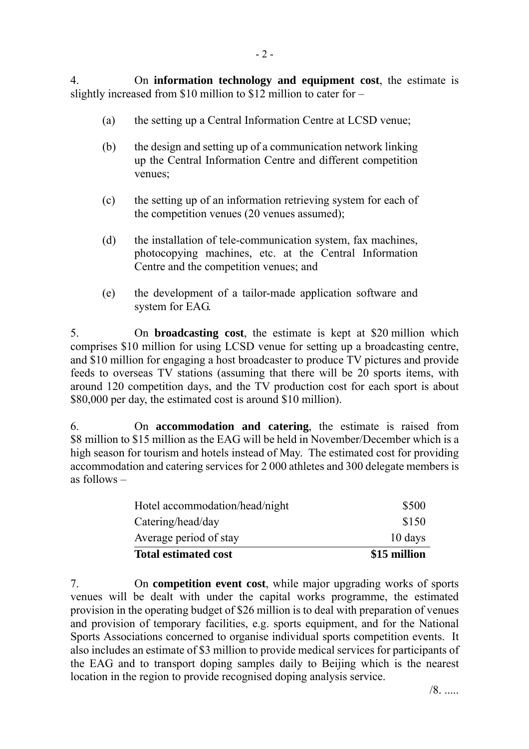4. On **information technology and equipment cost**, the estimate is slightly increased from \$10 million to \$12 million to cater for –

(a) the setting up a Central Information Centre at LCSD venue;

(b) the design and setting up of a communication network linking up the Central Information Centre and different competition venues;

(c) the setting up of an information retrieving system for each of the competition venues (20 venues assumed);

(d) the installation of tele-communication system, fax machines, photocopying machines, etc. at the Central Information Centre and the competition venues; and

(e) the development of a tailor-made application software and system for EAG.

5. On **broadcasting cost**, the estimate is kept at \$20 million which comprises \$10 million for using LCSD venue for setting up a broadcasting centre, and \$10 million for engaging a host broadcaster to produce TV pictures and provide feeds to overseas TV stations (assuming that there will be 20 sports items, with around 120 competition days, and the TV production cost for each sport is about \$80,000 per day, the estimated cost is around \$10 million).

6. On **accommodation and catering**, the estimate is raised from \$8 million to \$15 million as the EAG will be held in November/December which is a high season for tourism and hotels instead of May. The estimated cost for providing accommodation and catering services for 2 000 athletes and 300 delegate members is as follows –

| | |
|---|---|
| Hotel accommodation/head/night | \$500 |
| Catering/head/day | \$150 |
| Average period of stay | 10 days |
| **Total estimated cost** | **\$15 million** |

7. On **competition event cost**, while major upgrading works of sports venues will be dealt with under the capital works programme, the estimated provision in the operating budget of \$26 million is to deal with preparation of venues and provision of temporary facilities, e.g. sports equipment, and for the National Sports Associations concerned to organise individual sports competition events. It also includes an estimate of \$3 million to provide medical services for participants of the EAG and to transport doping samples daily to Beijing which is the nearest location in the region to provide recognised doping analysis service.

/8. .....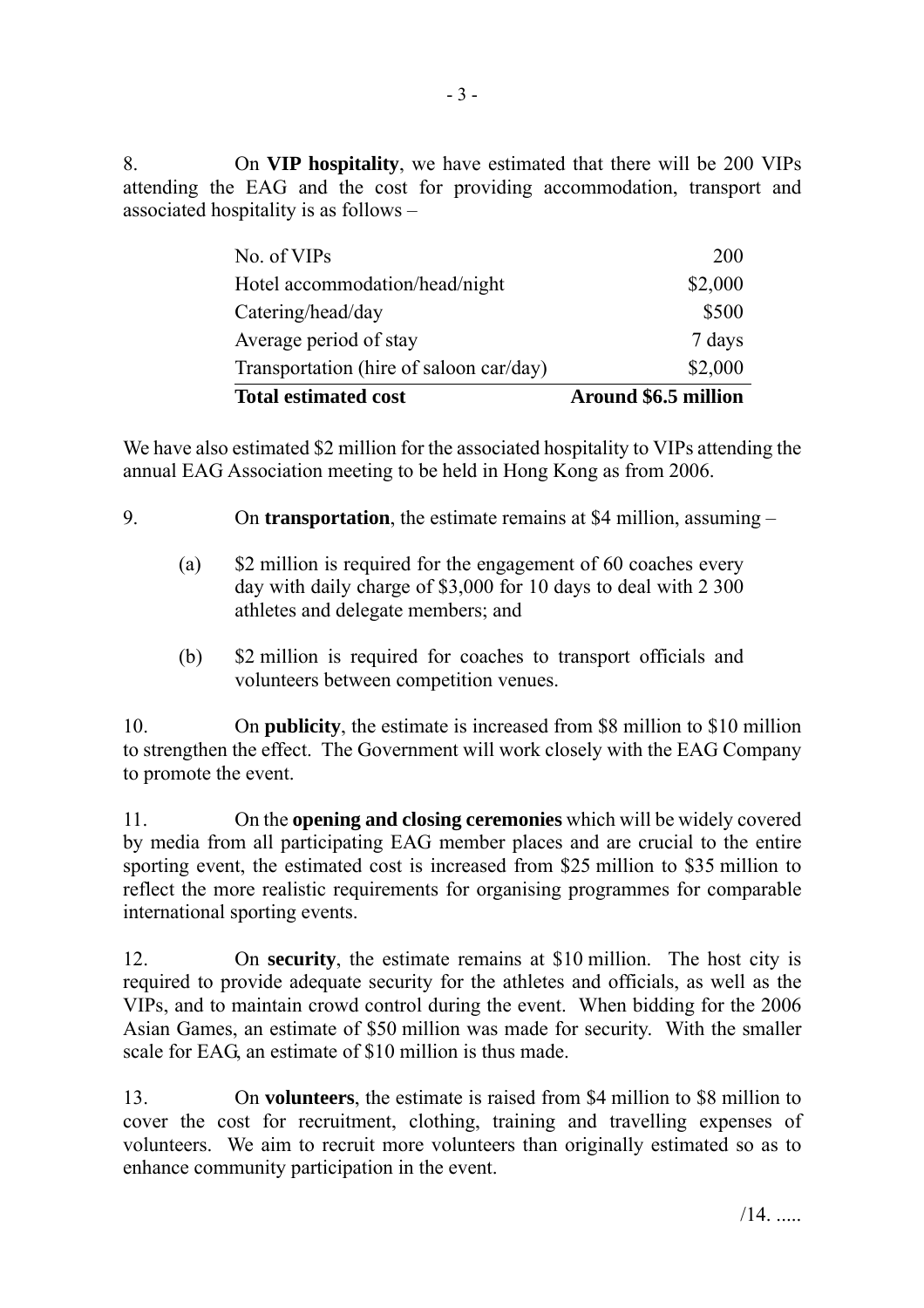8. On **VIP hospitality**, we have estimated that there will be 200 VIPs attending the EAG and the cost for providing accommodation, transport and associated hospitality is as follows –

| | |
|---|---|
| No. of VIPs | 200 |
| Hotel accommodation/head/night | $2,000 |
| Catering/head/day | $500 |
| Average period of stay | 7 days |
| Transportation (hire of saloon car/day) | $2,000 |
| **Total estimated cost** | **Around $6.5 million** |

We have also estimated $2 million for the associated hospitality to VIPs attending the annual EAG Association meeting to be held in Hong Kong as from 2006.

9. On **transportation**, the estimate remains at $4 million, assuming –

(a) $2 million is required for the engagement of 60 coaches every day with daily charge of $3,000 for 10 days to deal with 2 300 athletes and delegate members; and

(b) $2 million is required for coaches to transport officials and volunteers between competition venues.

10. On **publicity**, the estimate is increased from $8 million to $10 million to strengthen the effect. The Government will work closely with the EAG Company to promote the event.

11. On the **opening and closing ceremonies** which will be widely covered by media from all participating EAG member places and are crucial to the entire sporting event, the estimated cost is increased from $25 million to $35 million to reflect the more realistic requirements for organising programmes for comparable international sporting events.

12. On **security**, the estimate remains at $10 million. The host city is required to provide adequate security for the athletes and officials, as well as the VIPs, and to maintain crowd control during the event. When bidding for the 2006 Asian Games, an estimate of $50 million was made for security. With the smaller scale for EAG, an estimate of $10 million is thus made.

13. On **volunteers**, the estimate is raised from $4 million to $8 million to cover the cost for recruitment, clothing, training and travelling expenses of volunteers. We aim to recruit more volunteers than originally estimated so as to enhance community participation in the event.

/14. .....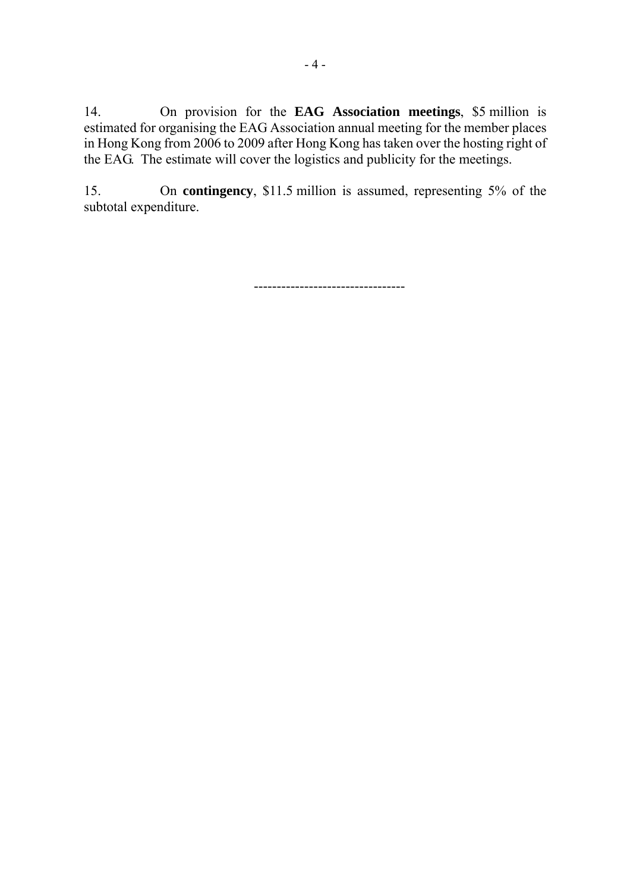14. On provision for the **EAG Association meetings**, $5 million is estimated for organising the EAG Association annual meeting for the member places in Hong Kong from 2006 to 2009 after Hong Kong has taken over the hosting right of the EAG. The estimate will cover the logistics and publicity for the meetings.

15. On **contingency**, $11.5 million is assumed, representing 5% of the subtotal expenditure.

--------------------------------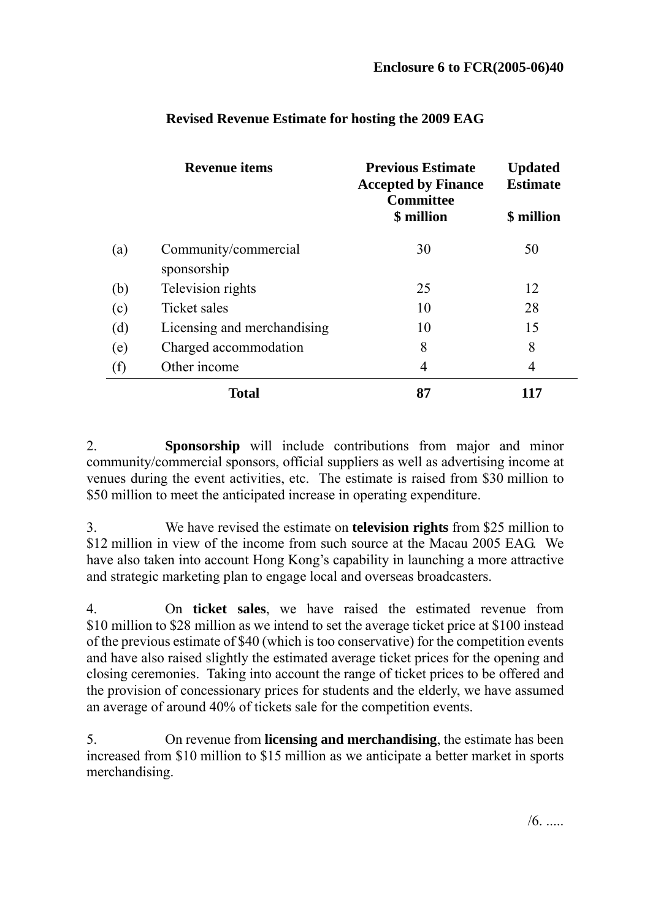**Enclosure 6 to FCR(2005-06)40**

**Revised Revenue Estimate for hosting the 2009 EAG**

| | Revenue items | Previous Estimate Accepted by Finance Committee<br>$ million | Updated Estimate<br>$ million |
|---|---|---|---|
| (a) | Community/commercial sponsorship | 30 | 50 |
| (b) | Television rights | 25 | 12 |
| (c) | Ticket sales | 10 | 28 |
| (d) | Licensing and merchandising | 10 | 15 |
| (e) | Charged accommodation | 8 | 8 |
| (f) | Other income | 4 | 4 |
| | **Total** | **87** | **117** |

2. **Sponsorship** will include contributions from major and minor community/commercial sponsors, official suppliers as well as advertising income at venues during the event activities, etc. The estimate is raised from $30 million to $50 million to meet the anticipated increase in operating expenditure.

3. We have revised the estimate on **television rights** from $25 million to $12 million in view of the income from such source at the Macau 2005 EAG. We have also taken into account Hong Kong's capability in launching a more attractive and strategic marketing plan to engage local and overseas broadcasters.

4. On **ticket sales**, we have raised the estimated revenue from $10 million to $28 million as we intend to set the average ticket price at $100 instead of the previous estimate of $40 (which is too conservative) for the competition events and have also raised slightly the estimated average ticket prices for the opening and closing ceremonies. Taking into account the range of ticket prices to be offered and the provision of concessionary prices for students and the elderly, we have assumed an average of around 40% of tickets sale for the competition events.

5. On revenue from **licensing and merchandising**, the estimate has been increased from $10 million to $15 million as we anticipate a better market in sports merchandising.

/6. .....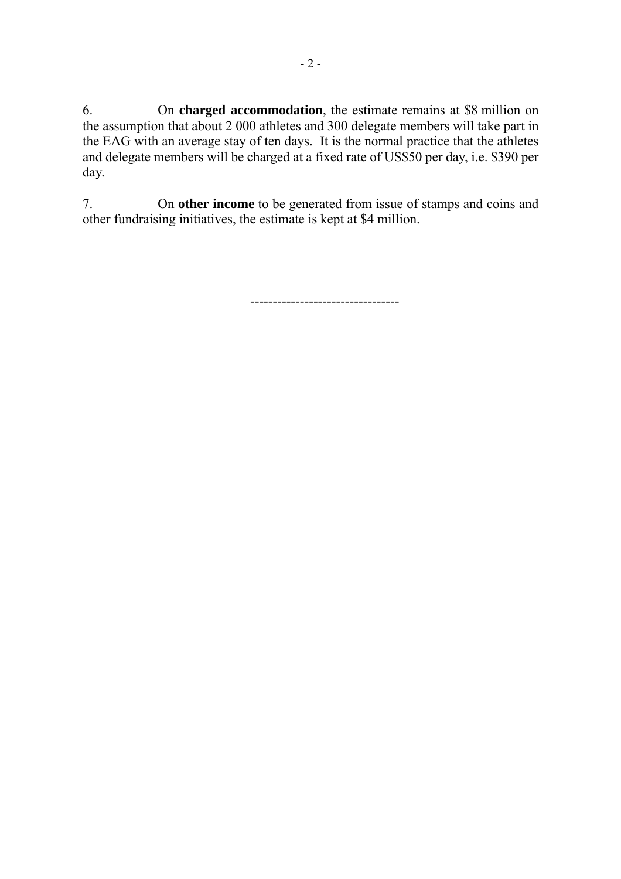6. On **charged accommodation**, the estimate remains at $8 million on the assumption that about 2 000 athletes and 300 delegate members will take part in the EAG with an average stay of ten days. It is the normal practice that the athletes and delegate members will be charged at a fixed rate of US$50 per day, i.e. $390 per day.

7. On **other income** to be generated from issue of stamps and coins and other fundraising initiatives, the estimate is kept at $4 million.

--------------------------------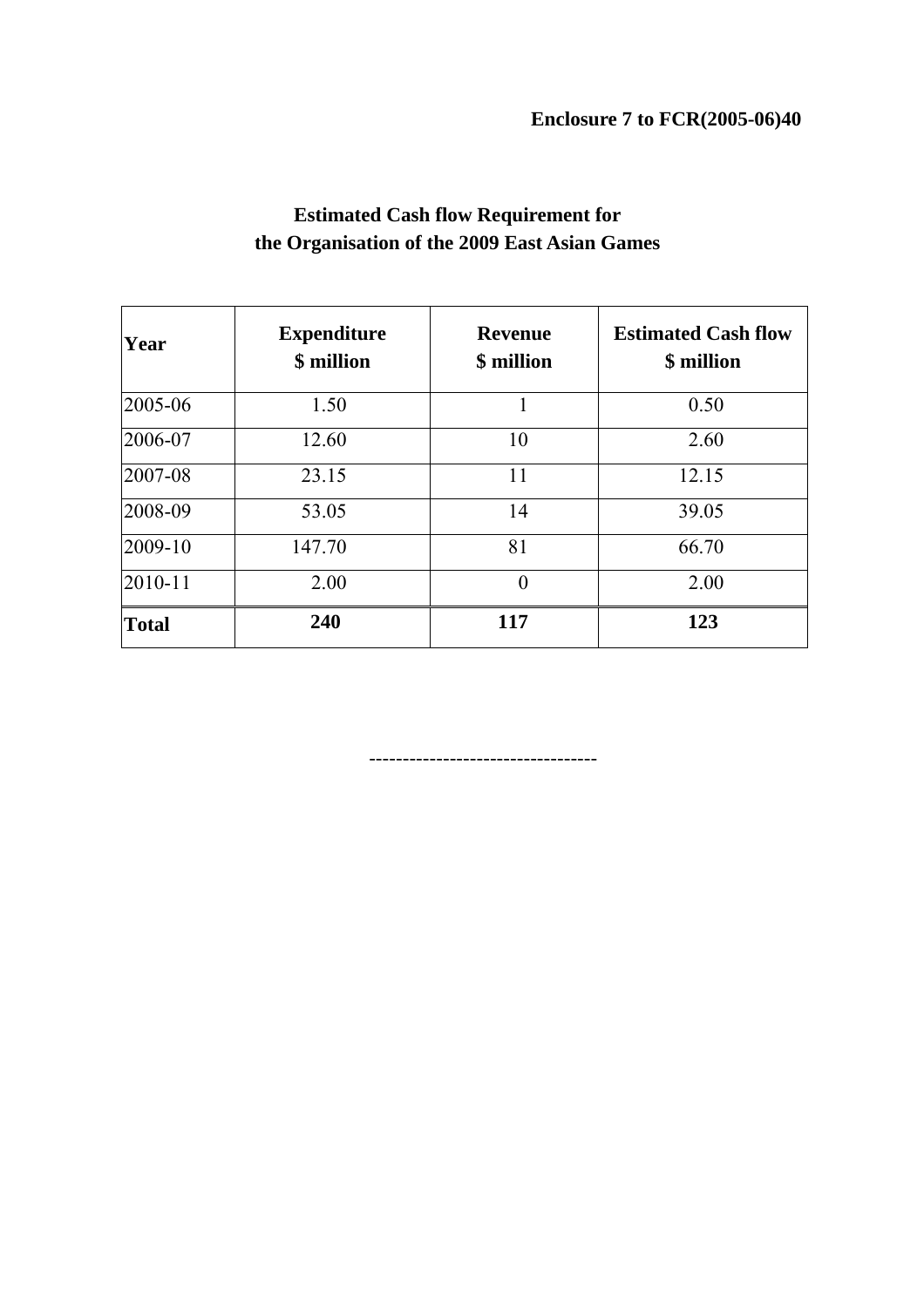**Enclosure 7 to FCR(2005-06)40**

## Estimated Cash flow Requirement for the Organisation of the 2009 East Asian Games

| Year | Expenditure $ million | Revenue $ million | Estimated Cash flow $ million |
|---|---|---|---|
| 2005-06 | 1.50 | 1 | 0.50 |
| 2006-07 | 12.60 | 10 | 2.60 |
| 2007-08 | 23.15 | 11 | 12.15 |
| 2008-09 | 53.05 | 14 | 39.05 |
| 2009-10 | 147.70 | 81 | 66.70 |
| 2010-11 | 2.00 | 0 | 2.00 |
| **Total** | **240** | **117** | **123** |

---------------------------------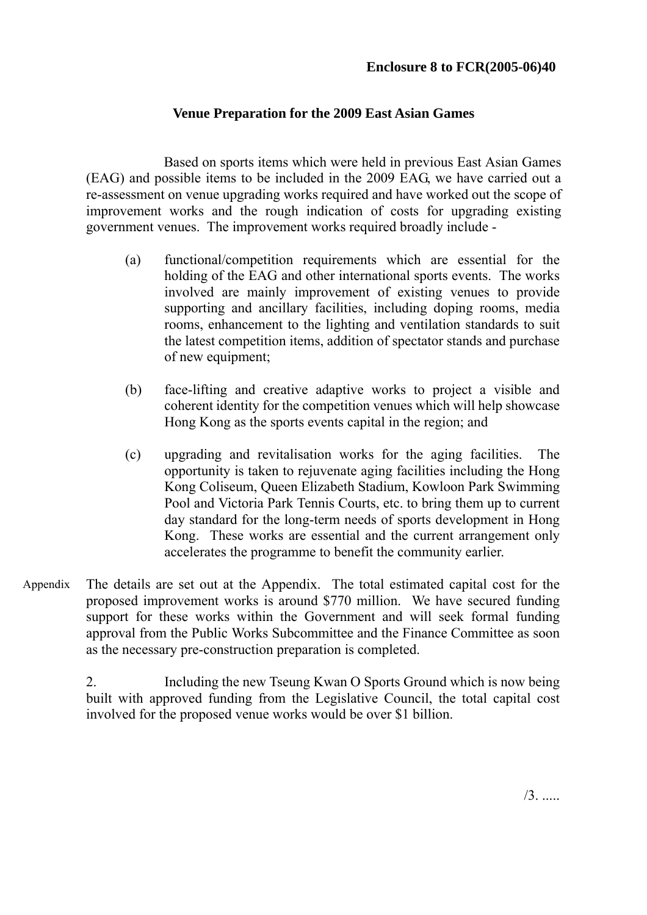**Enclosure 8 to FCR(2005-06)40**

**Venue Preparation for the 2009 East Asian Games**

Based on sports items which were held in previous East Asian Games (EAG) and possible items to be included in the 2009 EAG, we have carried out a re-assessment on venue upgrading works required and have worked out the scope of improvement works and the rough indication of costs for upgrading existing government venues. The improvement works required broadly include -

(a) functional/competition requirements which are essential for the holding of the EAG and other international sports events. The works involved are mainly improvement of existing venues to provide supporting and ancillary facilities, including doping rooms, media rooms, enhancement to the lighting and ventilation standards to suit the latest competition items, addition of spectator stands and purchase of new equipment;

(b) face-lifting and creative adaptive works to project a visible and coherent identity for the competition venues which will help showcase Hong Kong as the sports events capital in the region; and

(c) upgrading and revitalisation works for the aging facilities. The opportunity is taken to rejuvenate aging facilities including the Hong Kong Coliseum, Queen Elizabeth Stadium, Kowloon Park Swimming Pool and Victoria Park Tennis Courts, etc. to bring them up to current day standard for the long-term needs of sports development in Hong Kong. These works are essential and the current arrangement only accelerates the programme to benefit the community earlier.

Appendix

The details are set out at the Appendix. The total estimated capital cost for the proposed improvement works is around $770 million. We have secured funding support for these works within the Government and will seek formal funding approval from the Public Works Subcommittee and the Finance Committee as soon as the necessary pre-construction preparation is completed.

2. Including the new Tseung Kwan O Sports Ground which is now being built with approved funding from the Legislative Council, the total capital cost involved for the proposed venue works would be over $1 billion.

/3. .....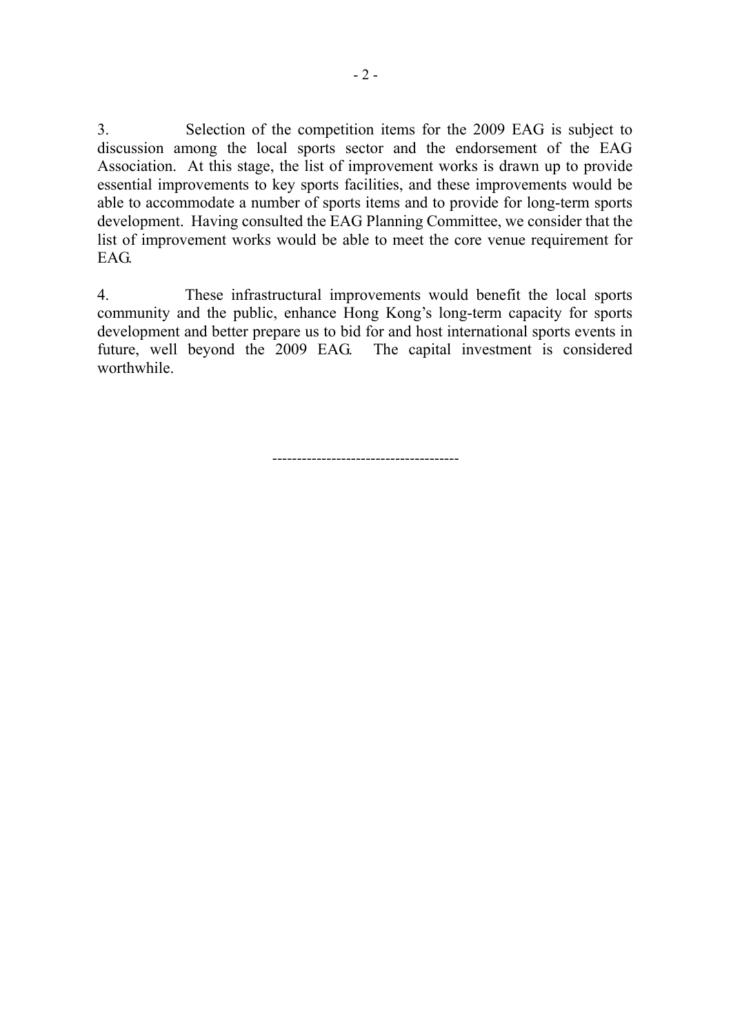3. Selection of the competition items for the 2009 EAG is subject to discussion among the local sports sector and the endorsement of the EAG Association. At this stage, the list of improvement works is drawn up to provide essential improvements to key sports facilities, and these improvements would be able to accommodate a number of sports items and to provide for long-term sports development. Having consulted the EAG Planning Committee, we consider that the list of improvement works would be able to meet the core venue requirement for EAG.

4. These infrastructural improvements would benefit the local sports community and the public, enhance Hong Kong's long-term capacity for sports development and better prepare us to bid for and host international sports events in future, well beyond the 2009 EAG. The capital investment is considered worthwhile.

-------------------------------------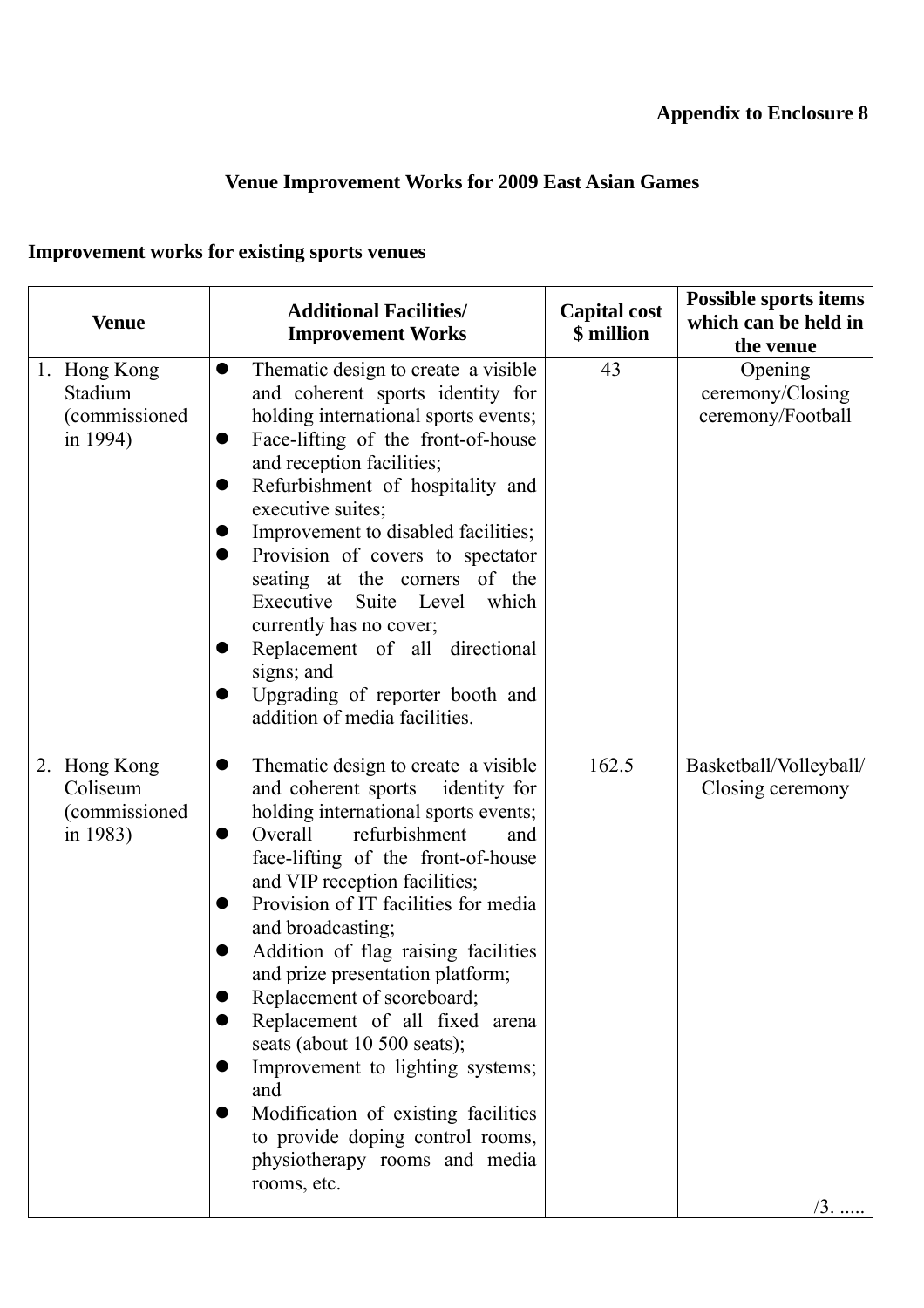**Appendix to Enclosure 8**

## Venue Improvement Works for 2009 East Asian Games

### Improvement works for existing sports venues

| Venue | Additional Facilities/ Improvement Works | Capital cost \$ million | Possible sports items which can be held in the venue |
|---|---|---|---|
| 1. Hong Kong Stadium (commissioned in 1994) | ● Thematic design to create a visible and coherent sports identity for holding international sports events;<br>● Face-lifting of the front-of-house and reception facilities;<br>● Refurbishment of hospitality and executive suites;<br>● Improvement to disabled facilities;<br>● Provision of covers to spectator seating at the corners of the Executive Suite Level which currently has no cover;<br>● Replacement of all directional signs; and<br>● Upgrading of reporter booth and addition of media facilities. | 43 | Opening ceremony/Closing ceremony/Football |
| 2. Hong Kong Coliseum (commissioned in 1983) | ● Thematic design to create a visible and coherent sports identity for holding international sports events;<br>● Overall refurbishment and face-lifting of the front-of-house and VIP reception facilities;<br>● Provision of IT facilities for media and broadcasting;<br>● Addition of flag raising facilities and prize presentation platform;<br>● Replacement of scoreboard;<br>● Replacement of all fixed arena seats (about 10 500 seats);<br>● Improvement to lighting systems; and<br>● Modification of existing facilities to provide doping control rooms, physiotherapy rooms and media rooms, etc. | 162.5 | Basketball/Volleyball/ Closing ceremony |

/3. .....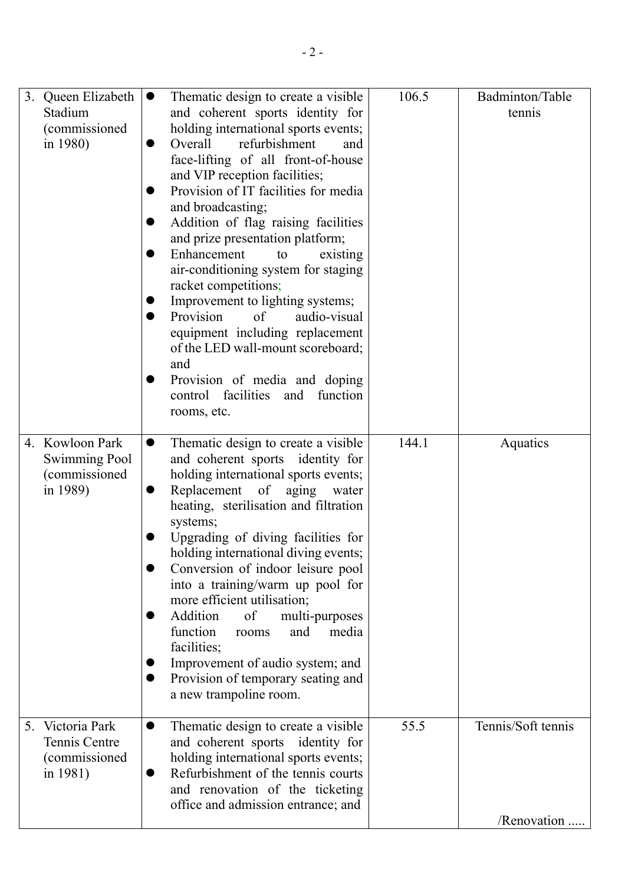| | | | |
|---|---|---|---|
| 3. Queen Elizabeth Stadium (commissioned in 1980) | ● Thematic design to create a visible and coherent sports identity for holding international sports events;<br>● Overall refurbishment and face-lifting of all front-of-house and VIP reception facilities;<br>● Provision of IT facilities for media and broadcasting;<br>● Addition of flag raising facilities and prize presentation platform;<br>● Enhancement to existing air-conditioning system for staging racket competitions;<br>● Improvement to lighting systems;<br>● Provision of audio-visual equipment including replacement of the LED wall-mount scoreboard; and<br>● Provision of media and doping control facilities and function rooms, etc. | 106.5 | Badminton/Table tennis |
| 4. Kowloon Park Swimming Pool (commissioned in 1989) | ● Thematic design to create a visible and coherent sports identity for holding international sports events;<br>● Replacement of aging water heating, sterilisation and filtration systems;<br>● Upgrading of diving facilities for holding international diving events;<br>● Conversion of indoor leisure pool into a training/warm up pool for more efficient utilisation;<br>● Addition of multi-purposes function rooms and media facilities;<br>● Improvement of audio system; and<br>● Provision of temporary seating and a new trampoline room. | 144.1 | Aquatics |
| 5. Victoria Park Tennis Centre (commissioned in 1981) | ● Thematic design to create a visible and coherent sports identity for holding international sports events;<br>● Refurbishment of the tennis courts and renovation of the ticketing office and admission entrance; and | 55.5 | Tennis/Soft tennis |

/Renovation .....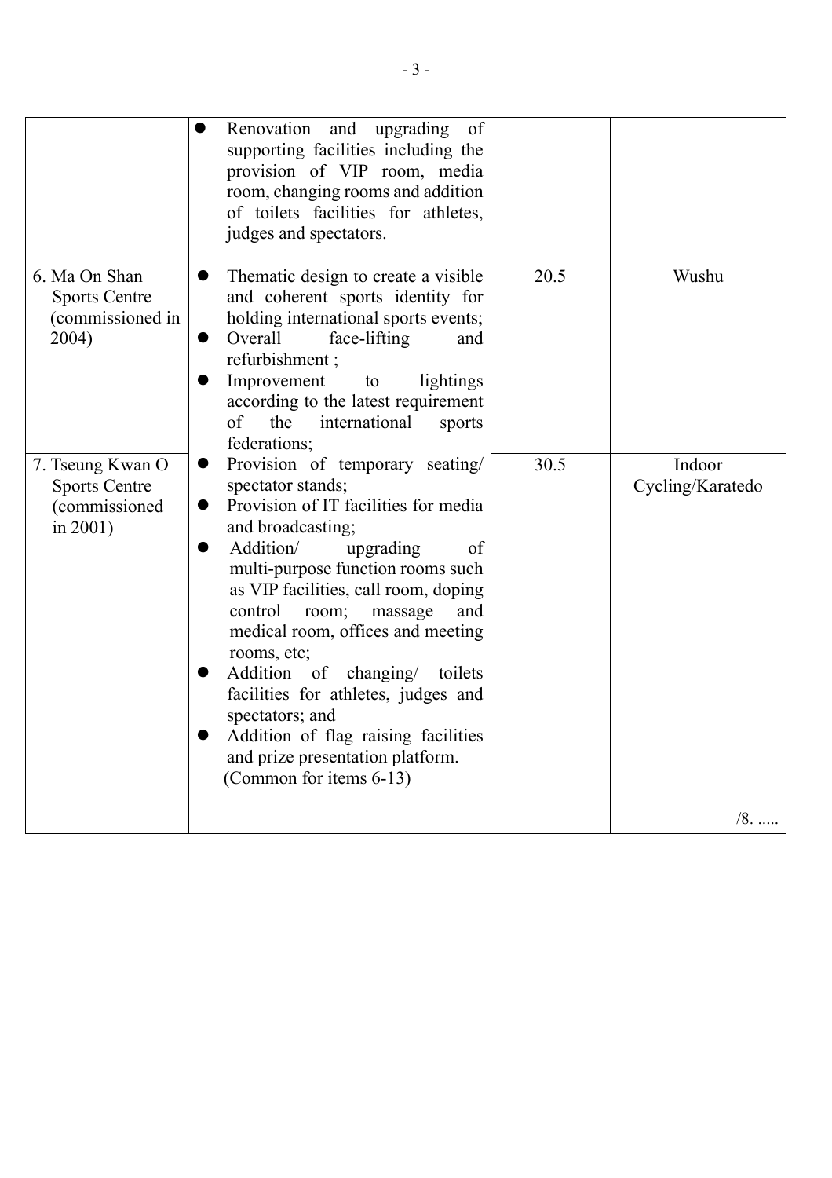| | | | |
|---|---|---|---|
| | ● Renovation and upgrading of supporting facilities including the provision of VIP room, media room, changing rooms and addition of toilets facilities for athletes, judges and spectators. | | |
| 6. Ma On Shan Sports Centre (commissioned in 2004) | ● Thematic design to create a visible and coherent sports identity for holding international sports events;<br>● Overall face-lifting and refurbishment ;<br>● Improvement to lightings according to the latest requirement of the international sports federations; | 20.5 | Wushu |
| 7. Tseung Kwan O Sports Centre (commissioned in 2001) | ● Provision of temporary seating/ spectator stands;<br>● Provision of IT facilities for media and broadcasting;<br>● Addition/ upgrading of multi-purpose function rooms such as VIP facilities, call room, doping control room; massage and medical room, offices and meeting rooms, etc;<br>● Addition of changing/ toilets facilities for athletes, judges and spectators; and<br>● Addition of flag raising facilities and prize presentation platform.<br>(Common for items 6-13) | 30.5 | Indoor Cycling/Karatedo<br><br>/8. ..... |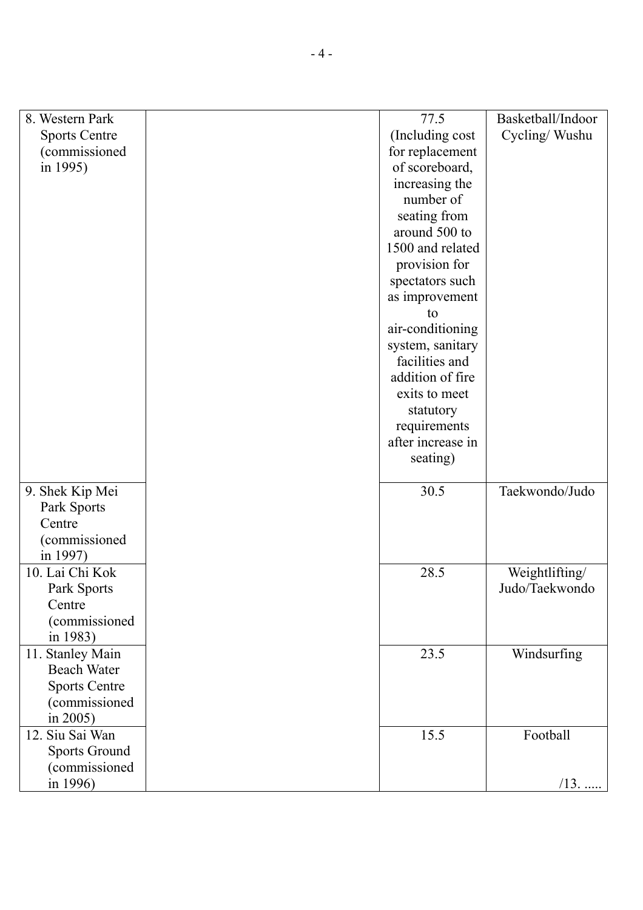| | | | |
|---|---|---|---|
| 8. Western Park Sports Centre (commissioned in 1995) | | 77.5 (Including cost for replacement of scoreboard, increasing the number of seating from around 500 to 1500 and related provision for spectators such as improvement to air-conditioning system, sanitary facilities and addition of fire exits to meet statutory requirements after increase in seating) | Basketball/Indoor Cycling/ Wushu |
| 9. Shek Kip Mei Park Sports Centre (commissioned in 1997) | | 30.5 | Taekwondo/Judo |
| 10. Lai Chi Kok Park Sports Centre (commissioned in 1983) | | 28.5 | Weightlifting/ Judo/Taekwondo |
| 11. Stanley Main Beach Water Sports Centre (commissioned in 2005) | | 23.5 | Windsurfing |
| 12. Siu Sai Wan Sports Ground (commissioned in 1996) | | 15.5 | Football |

/13. .....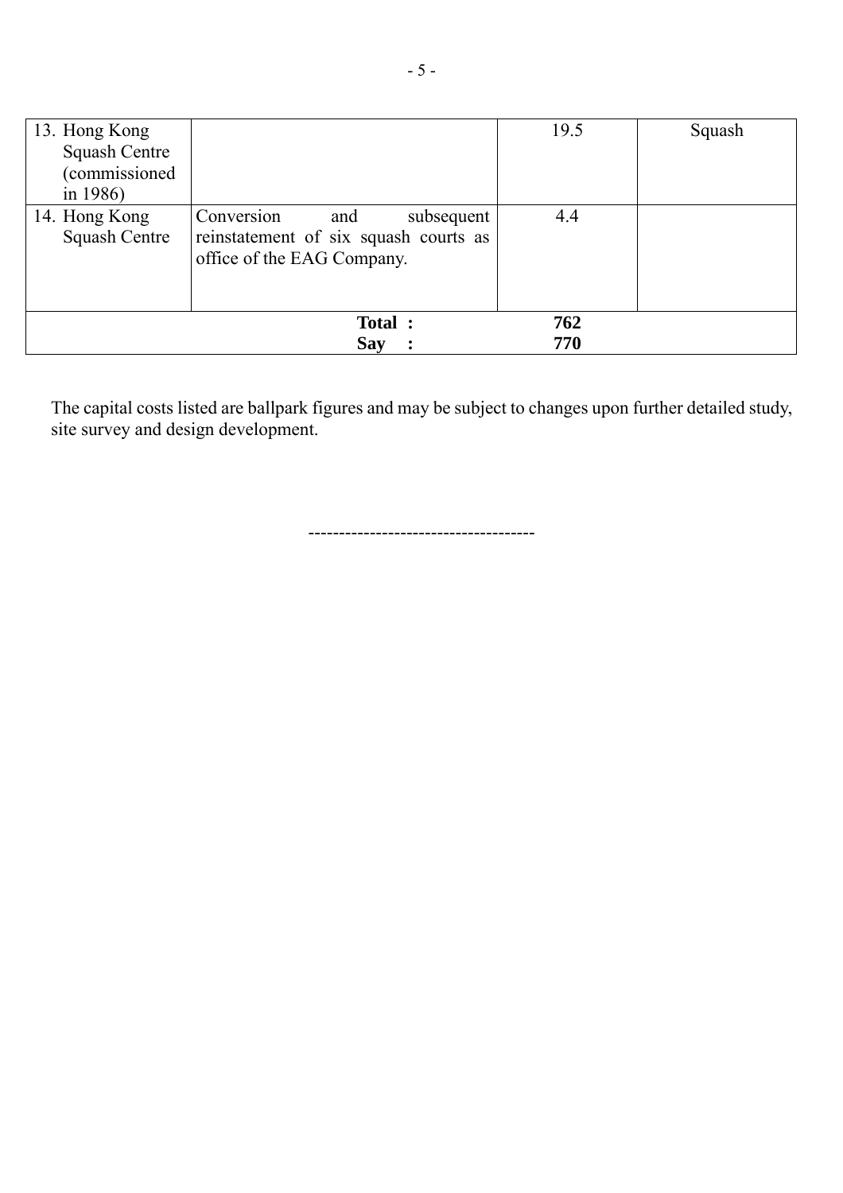| | | | |
|---|---|---|---|
| 13. Hong Kong Squash Centre (commissioned in 1986) | | 19.5 | Squash |
| 14. Hong Kong Squash Centre | Conversion and subsequent reinstatement of six squash courts as office of the EAG Company. | 4.4 | |
| | **Total :** | **762** | |
| | **Say :** | **770** | |

The capital costs listed are ballpark figures and may be subject to changes upon further detailed study, site survey and design development.

------------------------------------